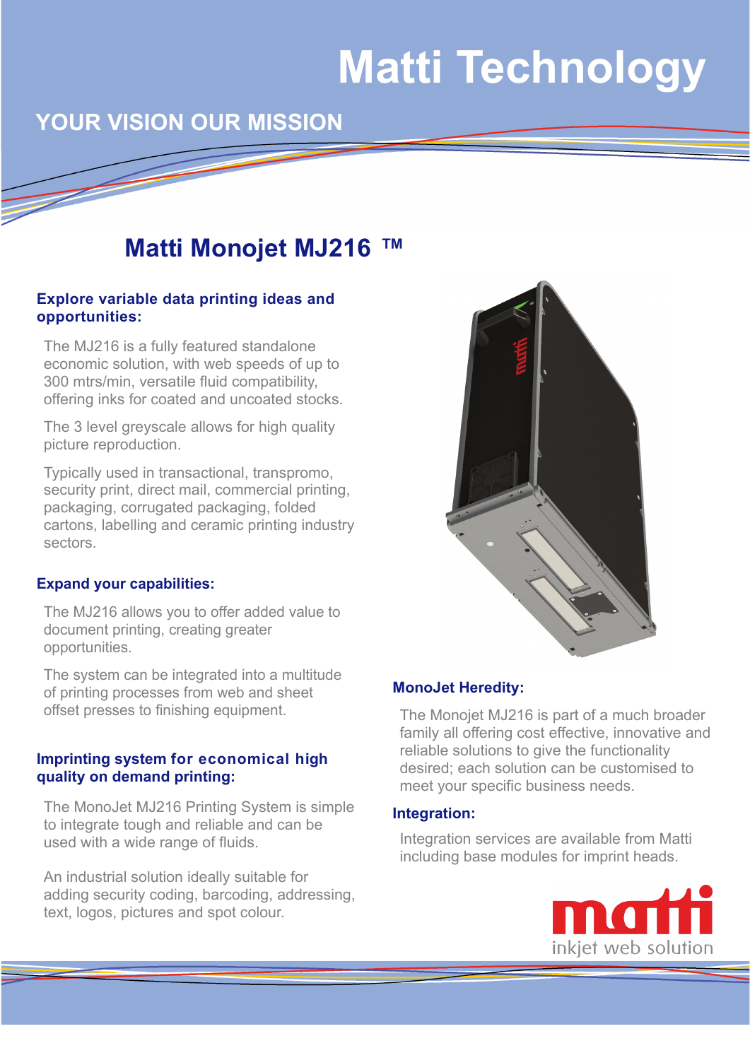# Matti Technology

## YOUR VISION OUR MISSION

## Matti Monojet MJ216 ™

### Explore variable data printing ideas and opportunities:

The MJ216 is a fully featured standalone economic solution, with web speeds of up to 300 mtrs/min, versatile fluid compatibility, offering inks for coated and uncoated stocks.

The 3 level greyscale allows for high quality picture reproduction.

Typically used in transactional, transpromo, security print, direct mail, commercial printing, packaging, corrugated packaging, folded cartons, labelling and ceramic printing industry sectors.

### Expand your capabilities:

The MJ216 allows you to offer added value to document printing, creating greater opportunities.

The system can be integrated into a multitude of printing processes from web and sheet offset presses to finishing equipment.

### Imprinting system for economical high quality on demand printing:

The MonoJet MJ216 Printing System is simple to integrate tough and reliable and can be used with a wide range of fluids.

An industrial solution ideally suitable for adding security coding, barcoding, addressing, text, logos, pictures and spot colour.

### MonoJet Heredity:

The Monojet MJ216 is part of a much broader family all offering cost effective, innovative and reliable solutions to give the functionality desired; each solution can be customised to meet your specific business needs.

### Integration:

Integration services are available from Matti including base modules for imprint heads.

matti
inkjet web solution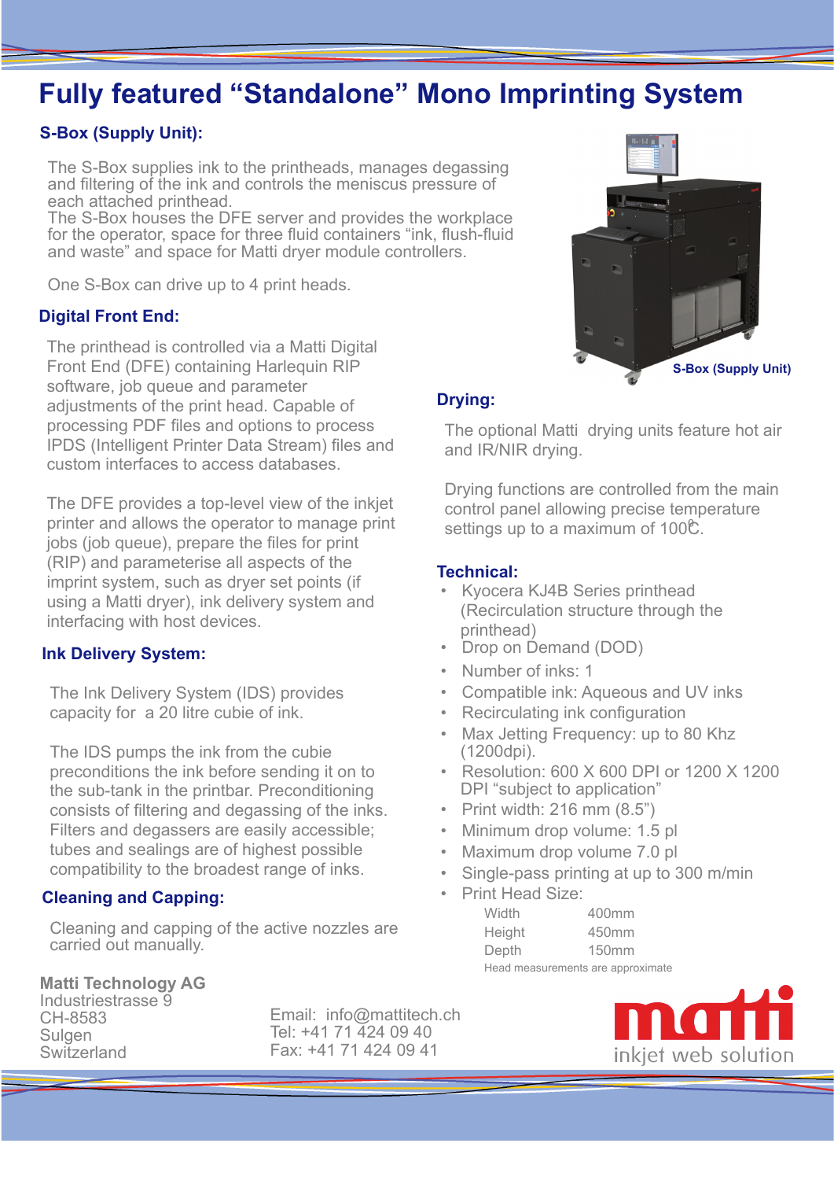# Fully featured "Standalone" Mono Imprinting System

## S-Box (Supply Unit):

The S-Box supplies ink to the printheads, manages degassing and filtering of the ink and controls the meniscus pressure of each attached printhead.
The S-Box houses the DFE server and provides the workplace for the operator, space for three fluid containers "ink, flush-fluid and waste" and space for Matti dryer module controllers.

One S-Box can drive up to 4 print heads.

S-Box (Supply Unit)

## Digital Front End:

The printhead is controlled via a Matti Digital Front End (DFE) containing Harlequin RIP software, job queue and parameter adjustments of the print head. Capable of processing PDF files and options to process IPDS (Intelligent Printer Data Stream) files and custom interfaces to access databases.

The DFE provides a top-level view of the inkjet printer and allows the operator to manage print jobs (job queue), prepare the files for print (RIP) and parameterise all aspects of the imprint system, such as dryer set points (if using a Matti dryer), ink delivery system and interfacing with host devices.

## Ink Delivery System:

The Ink Delivery System (IDS) provides capacity for a 20 litre cubie of ink.

The IDS pumps the ink from the cubie preconditions the ink before sending it on to the sub-tank in the printbar. Preconditioning consists of filtering and degassing of the inks. Filters and degassers are easily accessible; tubes and sealings are of highest possible compatibility to the broadest range of inks.

## Cleaning and Capping:

Cleaning and capping of the active nozzles are carried out manually.

## Drying:

The optional Matti drying units feature hot air and IR/NIR drying.

Drying functions are controlled from the main control panel allowing precise temperature settings up to a maximum of 100°C.

## Technical:

- Kyocera KJ4B Series printhead (Recirculation structure through the printhead)
- Drop on Demand (DOD)
- Number of inks: 1
- Compatible ink: Aqueous and UV inks
- Recirculating ink configuration
- Max Jetting Frequency: up to 80 Khz (1200dpi).
- Resolution: 600 X 600 DPI or 1200 X 1200 DPI "subject to application"
- Print width: 216 mm (8.5")
- Minimum drop volume: 1.5 pl
- Maximum drop volume 7.0 pl
- Single-pass printing at up to 300 m/min
- Print Head Size:

| | |
|---|---|
| Width | 400mm |
| Height | 450mm |
| Depth | 150mm |

Head measurements are approximate

**Matti Technology AG**
Industriestrasse 9
CH-8583
Sulgen
Switzerland

Email: info@mattitech.ch
Tel: +41 71 424 09 40
Fax: +41 71 424 09 41

matti
inkjet web solution